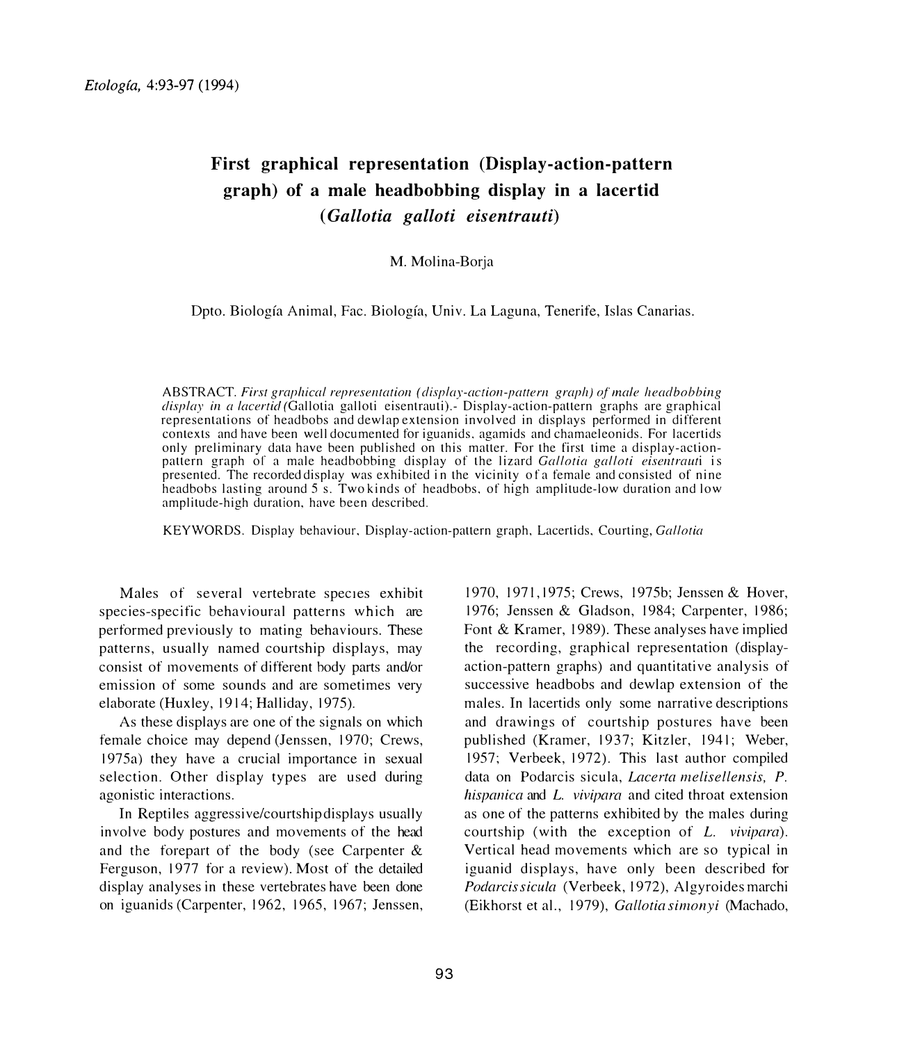Etología, 4:93-97 (1994)

# First graphical representation (Display-action-pattern graph) of a male headbobbing display in a lacertid (*Gallotia galloti eisentrauti*)

M. Molina-Borja

Dpto. Biología Animal, Fac. Biología, Univ. La Laguna, Tenerife, Islas Canarias.

ABSTRACT. *First graphical representation (display-action-pattern graph) of male headbobbing display in a lacertid* (Gallotia galloti eisentrauti).- Display-action-pattern graphs are graphical representations of headbobs and dewlap extension involved in displays performed in different contexts and have been well documented for iguanids, agamids and chamaeleonids. For lacertids only preliminary data have been published on this matter. For the first time a display-action-pattern graph of a male headbobbing display of the lizard *Gallotia galloti eisentrauti* is presented. The recorded display was exhibited in the vicinity of a female and consisted of nine headbobs lasting around 5 s. Two kinds of headbobs, of high amplitude-low duration and low amplitude-high duration, have been described.

KEYWORDS. Display behaviour, Display-action-pattern graph, Lacertids, Courting, *Gallotia*

Males of several vertebrate species exhibit species-specific behavioural patterns which are performed previously to mating behaviours. These patterns, usually named courtship displays, may consist of movements of different body parts and/or emission of some sounds and are sometimes very elaborate (Huxley, 1914; Halliday, 1975).

As these displays are one of the signals on which female choice may depend (Jenssen, 1970; Crews, 1975a) they have a crucial importance in sexual selection. Other display types are used during agonistic interactions.

In Reptiles aggressive/courtship displays usually involve body postures and movements of the head and the forepart of the body (see Carpenter & Ferguson, 1977 for a review). Most of the detailed display analyses in these vertebrates have been done on iguanids (Carpenter, 1962, 1965, 1967; Jenssen, 1970, 1971, 1975; Crews, 1975b; Jenssen & Hover, 1976; Jenssen & Gladson, 1984; Carpenter, 1986; Font & Kramer, 1989). These analyses have implied the recording, graphical representation (display-action-pattern graphs) and quantitative analysis of successive headbobs and dewlap extension of the males. In lacertids only some narrative descriptions and drawings of courtship postures have been published (Kramer, 1937; Kitzler, 1941; Weber, 1957; Verbeek, 1972). This last author compiled data on Podarcis sicula, *Lacerta melisellensis, P. hispanica* and *L. vivipara* and cited throat extension as one of the patterns exhibited by the males during courtship (with the exception of *L. vivipara*). Vertical head movements which are so typical in iguanid displays, have only been described for *Podarcis sicula* (Verbeek, 1972), Algyroides marchi (Eikhorst et al., 1979), *Gallotia simonyi* (Machado,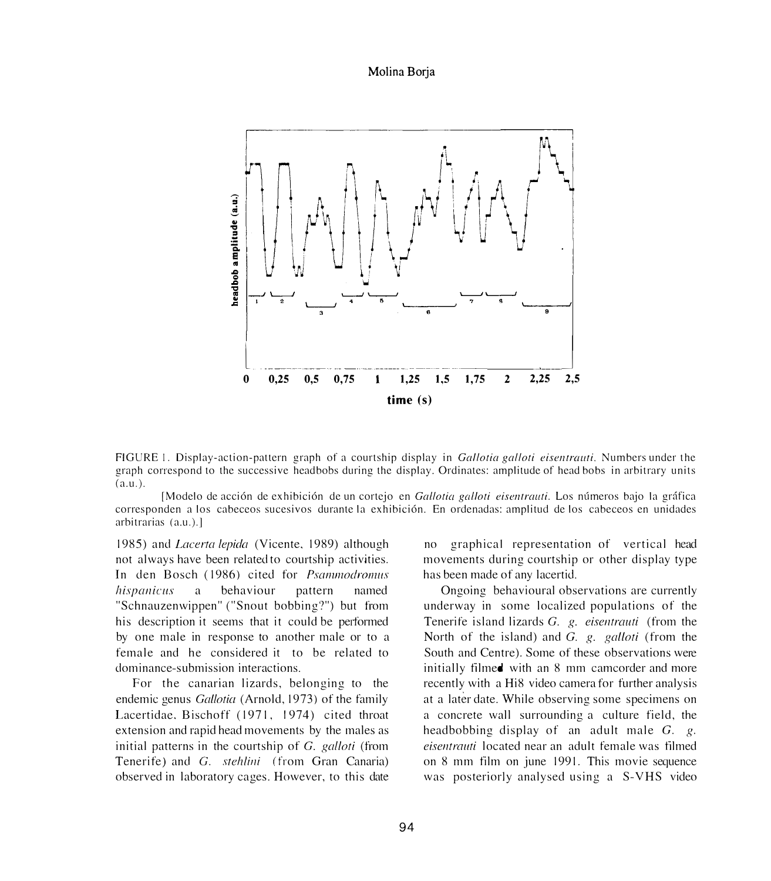FIGURE 1. Display-action-pattern graph of a courtship display in *Gallotia galloti eisentrauti*. Numbers under the graph correspond to the successive headbobs during the display. Ordinates: amplitude of head bobs in arbitrary units (a.u.).

[Modelo de acción de exhibición de un cortejo en *Gallotia galloti eisentrauti*. Los números bajo la gráfica corresponden a los cabeceos sucesivos durante la exhibición. En ordenadas: amplitud de los cabeceos en unidades arbitrarias (a.u.).]

1985) and *Lacerta lepida* (Vicente, 1989) although not always have been related to courtship activities. In den Bosch (1986) cited for *Psammodromus hispanicus* a behaviour pattern named "Schnauzenwippen" ("Snout bobbing?") but from his description it seems that it could be performed by one male in response to another male or to a female and he considered it to be related to dominance-submission interactions.

For the canarian lizards, belonging to the endemic genus *Gallotia* (Arnold, 1973) of the family Lacertidae, Bischoff (1971, 1974) cited throat extension and rapid head movements by the males as initial patterns in the courtship of *G. galloti* (from Tenerife) and *G. stehlini* (from Gran Canaria) observed in laboratory cages. However, to this date no graphical representation of vertical head movements during courtship or other display type has been made of any lacertid.

Ongoing behavioural observations are currently underway in some localized populations of the Tenerife island lizards *G. g. eisentrauti* (from the North of the island) and *G. g. galloti* (from the South and Centre). Some of these observations were initially filmed with an 8 mm camcorder and more recently with a Hi8 video camera for further analysis at a later date. While observing some specimens on a concrete wall surrounding a culture field, the headbobbing display of an adult male *G. g. eisentrauti* located near an adult female was filmed on 8 mm film on june 1991. This movie sequence was posteriorly analysed using a S-VHS video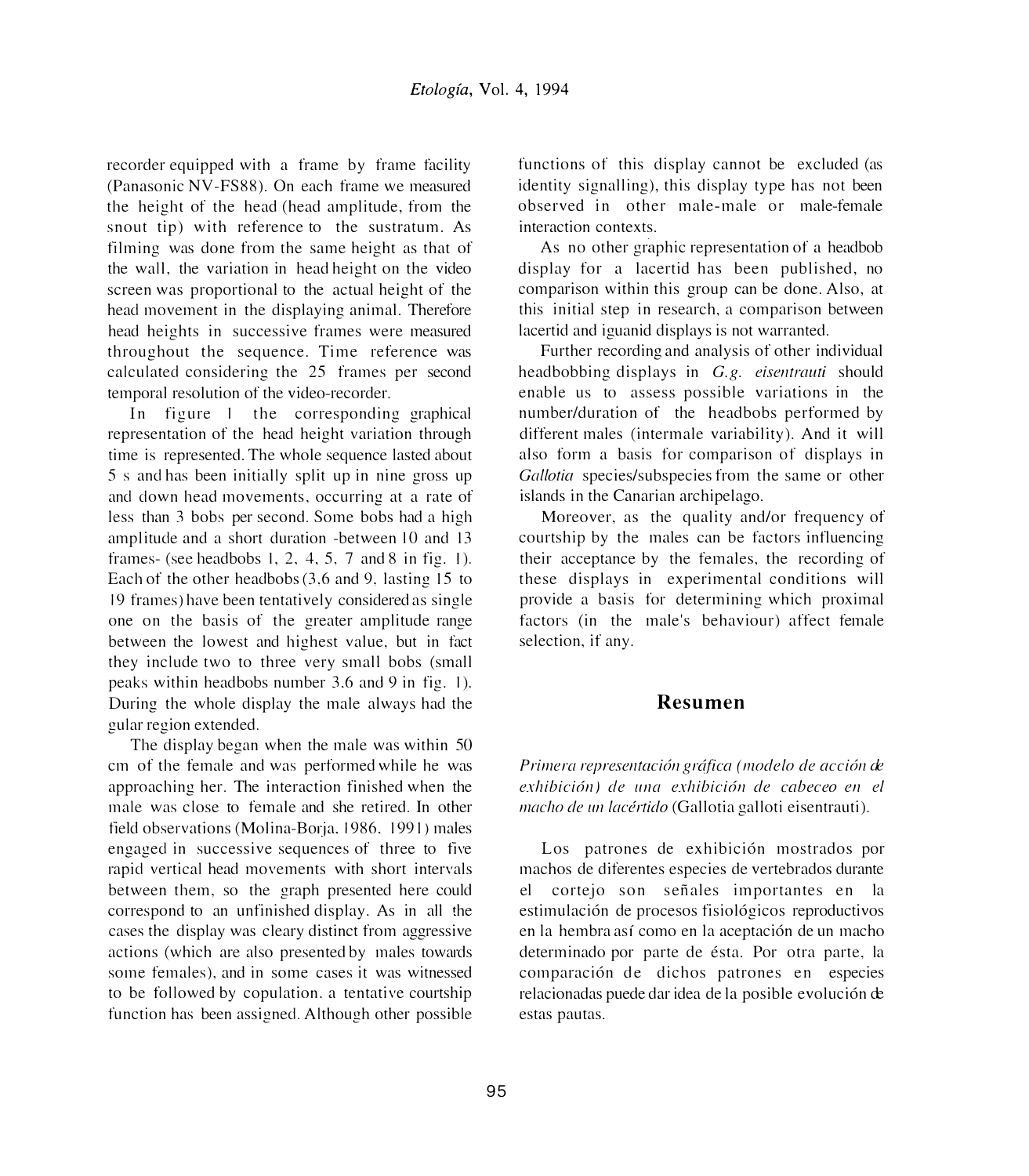recorder equipped with a frame by frame facility (Panasonic NV-FS88). On each frame we measured the height of the head (head amplitude, from the snout tip) with reference to the sustratum. As filming was done from the same height as that of the wall, the variation in head height on the video screen was proportional to the actual height of the head movement in the displaying animal. Therefore head heights in successive frames were measured throughout the sequence. Time reference was calculated considering the 25 frames per second temporal resolution of the video-recorder.

In figure 1 the corresponding graphical representation of the head height variation through time is represented. The whole sequence lasted about 5 s and has been initially split up in nine gross up and down head movements, occurring at a rate of less than 3 bobs per second. Some bobs had a high amplitude and a short duration -between 10 and 13 frames- (see headbobs 1, 2, 4, 5, 7 and 8 in fig. 1). Each of the other headbobs (3,6 and 9, lasting 15 to 19 frames) have been tentatively considered as single one on the basis of the greater amplitude range between the lowest and highest value, but in fact they include two to three very small bobs (small peaks within headbobs number 3.6 and 9 in fig. 1). During the whole display the male always had the gular region extended.

The display began when the male was within 50 cm of the female and was performed while he was approaching her. The interaction finished when the male was close to female and she retired. In other field observations (Molina-Borja. 1986. 1991) males engaged in successive sequences of three to five rapid vertical head movements with short intervals between them, so the graph presented here could correspond to an unfinished display. As in all the cases the display was cleary distinct from aggressive actions (which are also presented by males towards some females), and in some cases it was witnessed to be followed by copulation. a tentative courtship function has been assigned. Although other possible functions of this display cannot be excluded (as identity signalling), this display type has not been observed in other male-male or male-female interaction contexts.

As no other graphic representation of a headbob display for a lacertid has been published, no comparison within this group can be done. Also, at this initial step in research, a comparison between lacertid and iguanid displays is not warranted.

Further recording and analysis of other individual headbobbing displays in *G.g. eisentrauti* should enable us to assess possible variations in the number/duration of the headbobs performed by different males (intermale variability). And it will also form a basis for comparison of displays in *Gallotia* species/subspecies from the same or other islands in the Canarian archipelago.

Moreover, as the quality and/or frequency of courtship by the males can be factors influencing their acceptance by the females, the recording of these displays in experimental conditions will provide a basis for determining which proximal factors (in the male's behaviour) affect female selection, if any.

## Resumen

*Primera representación gráfica (modelo de acción de exhibición) de una exhibición de cabeceo en el macho de un lacértido* (Gallotia galloti eisentrauti).

Los patrones de exhibición mostrados por machos de diferentes especies de vertebrados durante el cortejo son señales importantes en la estimulación de procesos fisiológicos reproductivos en la hembra así como en la aceptación de un macho determinado por parte de ésta. Por otra parte, la comparación de dichos patrones en especies relacionadas puede dar idea de la posible evolución de estas pautas.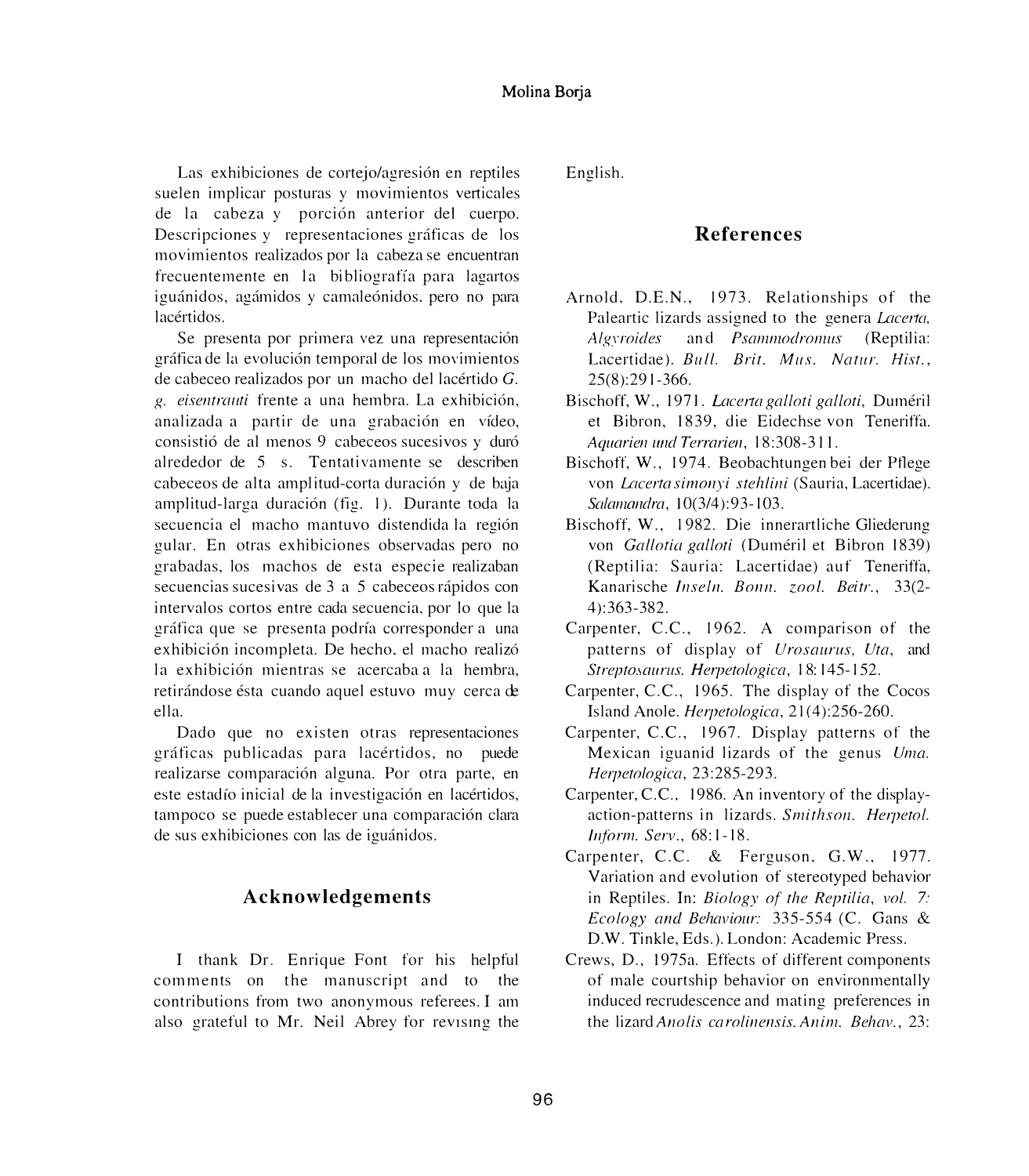Las exhibiciones de cortejo/agresión en reptiles suelen implicar posturas y movimientos verticales de la cabeza y porción anterior del cuerpo. Descripciones y representaciones gráficas de los movimientos realizados por la cabeza se encuentran frecuentemente en la bibliografía para lagartos iguánidos, agámidos y camaleónidos, pero no para lacértidos.

Se presenta por primera vez una representación gráfica de la evolución temporal de los movimientos de cabeceo realizados por un macho del lacértido *G. g. eisentrauti* frente a una hembra. La exhibición, analizada a partir de una grabación en vídeo, consistió de al menos 9 cabeceos sucesivos y duró alrededor de 5 s. Tentativamente se describen cabeceos de alta amplitud-corta duración y de baja amplitud-larga duración (fig. 1). Durante toda la secuencia el macho mantuvo distendida la región gular. En otras exhibiciones observadas pero no grabadas, los machos de esta especie realizaban secuencias sucesivas de 3 a 5 cabeceos rápidos con intervalos cortos entre cada secuencia, por lo que la gráfica que se presenta podría corresponder a una exhibición incompleta. De hecho, el macho realizó la exhibición mientras se acercaba a la hembra, retirándose ésta cuando aquel estuvo muy cerca de ella.

Dado que no existen otras representaciones gráficas publicadas para lacértidos, no puede realizarse comparación alguna. Por otra parte, en este estadío inicial de la investigación en lacértidos, tampoco se puede establecer una comparación clara de sus exhibiciones con las de iguánidos.

## Acknowledgements

I thank Dr. Enrique Font for his helpful comments on the manuscript and to the contributions from two anonymous referees. I am also grateful to Mr. Neil Abrey for revising the English.

## References

Arnold, D.E.N., 1973. Relationships of the Paleartic lizards assigned to the genera *Lacerta, Algyroides* and *Psammodromus* (Reptilia: Lacertidae). *Bull. Brit. Mus. Natur. Hist.*, 25(8):291-366.

Bischoff, W., 1971. *Lacerta galloti galloti*, Duméril et Bibron, 1839, die Eidechse von Teneriffa. *Aquarien und Terrarien*, 18:308-311.

Bischoff, W., 1974. Beobachtungen bei der Pflege von *Lacerta simonyi stehlini* (Sauria, Lacertidae). *Salamandra*, 10(3/4):93-103.

Bischoff, W., 1982. Die innerartliche Gliederung von *Gallotia galloti* (Duméril et Bibron 1839) (Reptilia: Sauria: Lacertidae) auf Teneriffa, Kanarische *Inseln. Bonn. zool. Beitr.*, 33(2-4):363-382.

Carpenter, C.C., 1962. A comparison of the patterns of display of *Urosaurus, Uta,* and *Streptosaurus*. *Herpetologica*, 18:145-152.

Carpenter, C.C., 1965. The display of the Cocos Island Anole. *Herpetologica*, 21(4):256-260.

Carpenter, C.C., 1967. Display patterns of the Mexican iguanid lizards of the genus *Uma. Herpetologica*, 23:285-293.

Carpenter, C.C., 1986. An inventory of the display-action-patterns in lizards. *Smithson. Herpetol. Inform. Serv.*, 68:1-18.

Carpenter, C.C. & Ferguson, G.W., 1977. Variation and evolution of stereotyped behavior in Reptiles. In: *Biology of the Reptilia, vol. 7: Ecology and Behaviour:* 335-554 (C. Gans & D.W. Tinkle, Eds.). London: Academic Press.

Crews, D., 1975a. Effects of different components of male courtship behavior on environmentally induced recrudescence and mating preferences in the lizard *Anolis carolinensis*. *Anim. Behav.*, 23: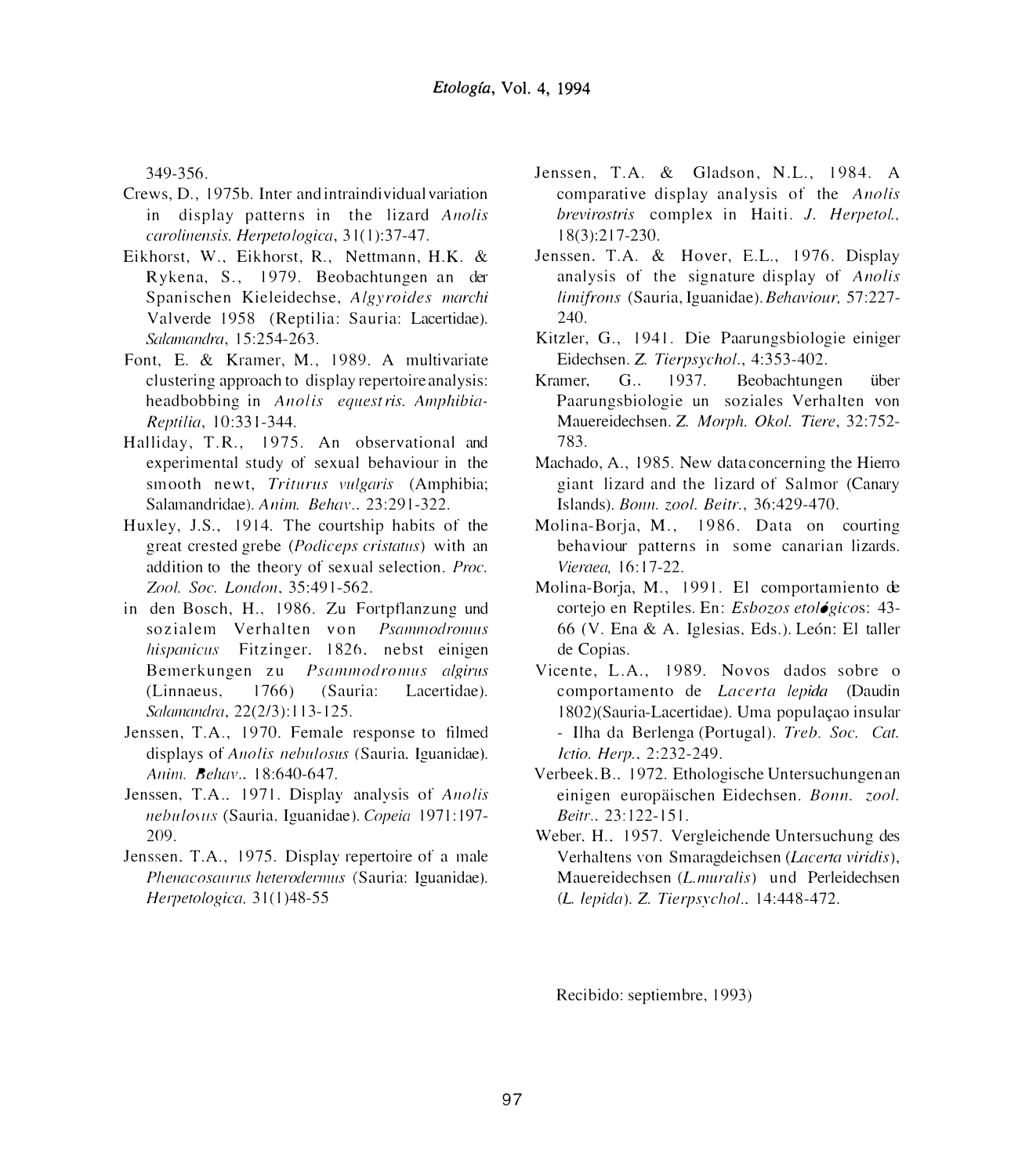349-356.

Crews, D., 1975b. Inter and intraindividual variation in display patterns in the lizard *Anolis carolinensis*. *Herpetologica*, 31(1):37-47.

Eikhorst, W., Eikhorst, R., Nettmann, H.K. & Rykena, S., 1979. Beobachtungen an der Spanischen Kieleidechse, *Algyroides marchi* Valverde 1958 (Reptilia: Sauria: Lacertidae). *Salamandra*, 15:254-263.

Font, E. & Kramer, M., 1989. A multivariate clustering approach to display repertoire analysis: headbobbing in *Anolis equestris*. *Amphibia-Reptilia*, 10:331-344.

Halliday, T.R., 1975. An observational and experimental study of sexual behaviour in the smooth newt, *Triturus vulgaris* (Amphibia; Salamandridae). *Anim. Behav.*, 23:291-322.

Huxley, J.S., 1914. The courtship habits of the great crested grebe (*Podiceps cristatus*) with an addition to the theory of sexual selection. *Proc. Zool. Soc. London*, 35:491-562.

in den Bosch, H., 1986. Zu Fortpflanzung und sozialem Verhalten von *Psammodromus hispanicus* Fitzinger, 1826, nebst einigen Bemerkungen zu *Psammodromus algirus* (Linnaeus, 1766) (Sauria: Lacertidae). *Salamandra*, 22(2/3):113-125.

Jenssen, T.A., 1970. Female response to filmed displays of *Anolis nebulosus* (Sauria, Iguanidae). *Anim. Behav.*, 18:640-647.

Jenssen, T.A., 1971. Display analysis of *Anolis nebulosus* (Sauria, Iguanidae). *Copeia* 1971:197-209.

Jenssen, T.A., 1975. Display repertoire of a male *Phenacosaurus heterodermus* (Sauria: Iguanidae). *Herpetologica*, 31(1)48-55

Jenssen, T.A. & Gladson, N.L., 1984. A comparative display analysis of the *Anolis brevirostris* complex in Haiti. *J. Herpetol.*, 18(3):217-230.

Jenssen, T.A. & Hover, E.L., 1976. Display analysis of the signature display of *Anolis limifrons* (Sauria, Iguanidae). *Behaviour,* 57:227-240.

Kitzler, G., 1941. Die Paarungsbiologie einiger Eidechsen. *Z. Tierpsychol.*, 4:353-402.

Kramer, G., 1937. Beobachtungen über Paarungsbiologie un soziales Verhalten von Mauereidechsen. *Z. Morph. Okol. Tiere*, 32:752-783.

Machado, A., 1985. New data concerning the Hierro giant lizard and the lizard of Salmor (Canary Islands). *Bonn. zool. Beitr.*, 36:429-470.

Molina-Borja, M., 1986. Data on courting behaviour patterns in some canarian lizards. *Vieraea,* 16:17-22.

Molina-Borja, M., 1991. El comportamiento de cortejo en Reptiles. En: *Esbozos etológicos*: 43-66 (V. Ena & A. Iglesias, Eds.). León: El taller de Copias.

Vicente, L.A., 1989. Novos dados sobre o comportamento de *Lacerta lepida* (Daudin 1802)(Sauria-Lacertidae). Uma populaçao insular - Ilha da Berlenga (Portugal). *Treb. Soc. Cat. Ictio. Herp.*, 2:232-249.

Verbeek, B., 1972. Ethologische Untersuchungen an einigen europäischen Eidechsen. *Bonn. zool. Beitr.*, 23:122-151.

Weber, H., 1957. Vergleichende Untersuchung des Verhaltens von Smaragdeichsen (*Lacerta viridis*), Mauereidechsen (*L.muralis*) und Perleidechsen (*L. lepida*). *Z. Tierpsychol.*, 14:448-472.

Recibido: septiembre, 1993)